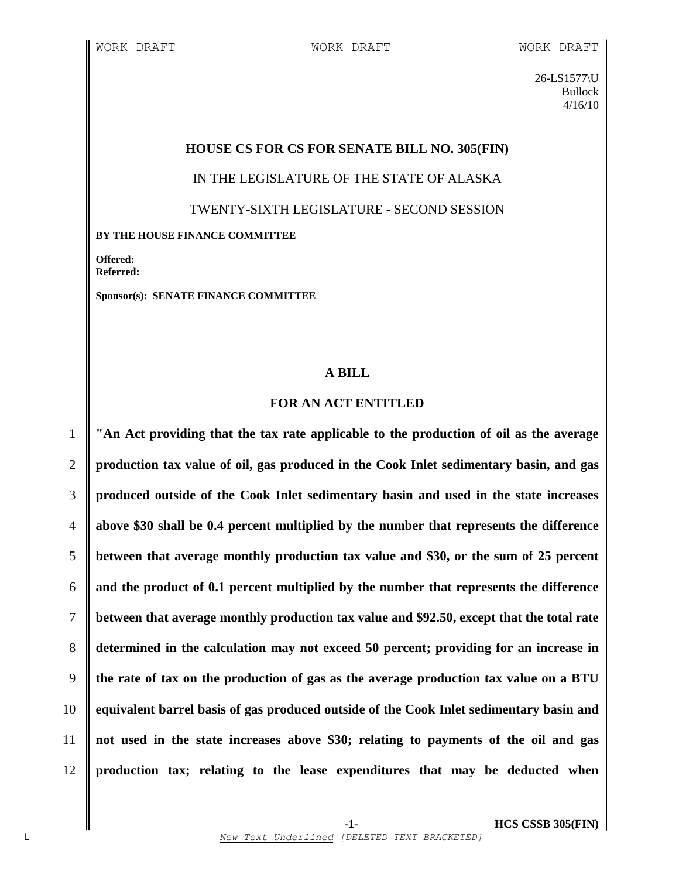WORK DRAFT WORK DRAFT WORK DRAFT

26-LS1577\U
Bullock
4/16/10

**HOUSE CS FOR CS FOR SENATE BILL NO. 305(FIN)**

IN THE LEGISLATURE OF THE STATE OF ALASKA

TWENTY-SIXTH LEGISLATURE - SECOND SESSION

**BY THE HOUSE FINANCE COMMITTEE**

**Offered:**
**Referred:**

**Sponsor(s): SENATE FINANCE COMMITTEE**

**A BILL**

**FOR AN ACT ENTITLED**

1 **"An Act providing that the tax rate applicable to the production of oil as the average**
2 **production tax value of oil, gas produced in the Cook Inlet sedimentary basin, and gas**
3 **produced outside of the Cook Inlet sedimentary basin and used in the state increases**
4 **above $30 shall be 0.4 percent multiplied by the number that represents the difference**
5 **between that average monthly production tax value and $30, or the sum of 25 percent**
6 **and the product of 0.1 percent multiplied by the number that represents the difference**
7 **between that average monthly production tax value and $92.50, except that the total rate**
8 **determined in the calculation may not exceed 50 percent; providing for an increase in**
9 **the rate of tax on the production of gas as the average production tax value on a BTU**
10 **equivalent barrel basis of gas produced outside of the Cook Inlet sedimentary basin and**
11 **not used in the state increases above $30; relating to payments of the oil and gas**
12 **production tax; relating to the lease expenditures that may be deducted when**

*New Text Underlined* [DELETED TEXT BRACKETED]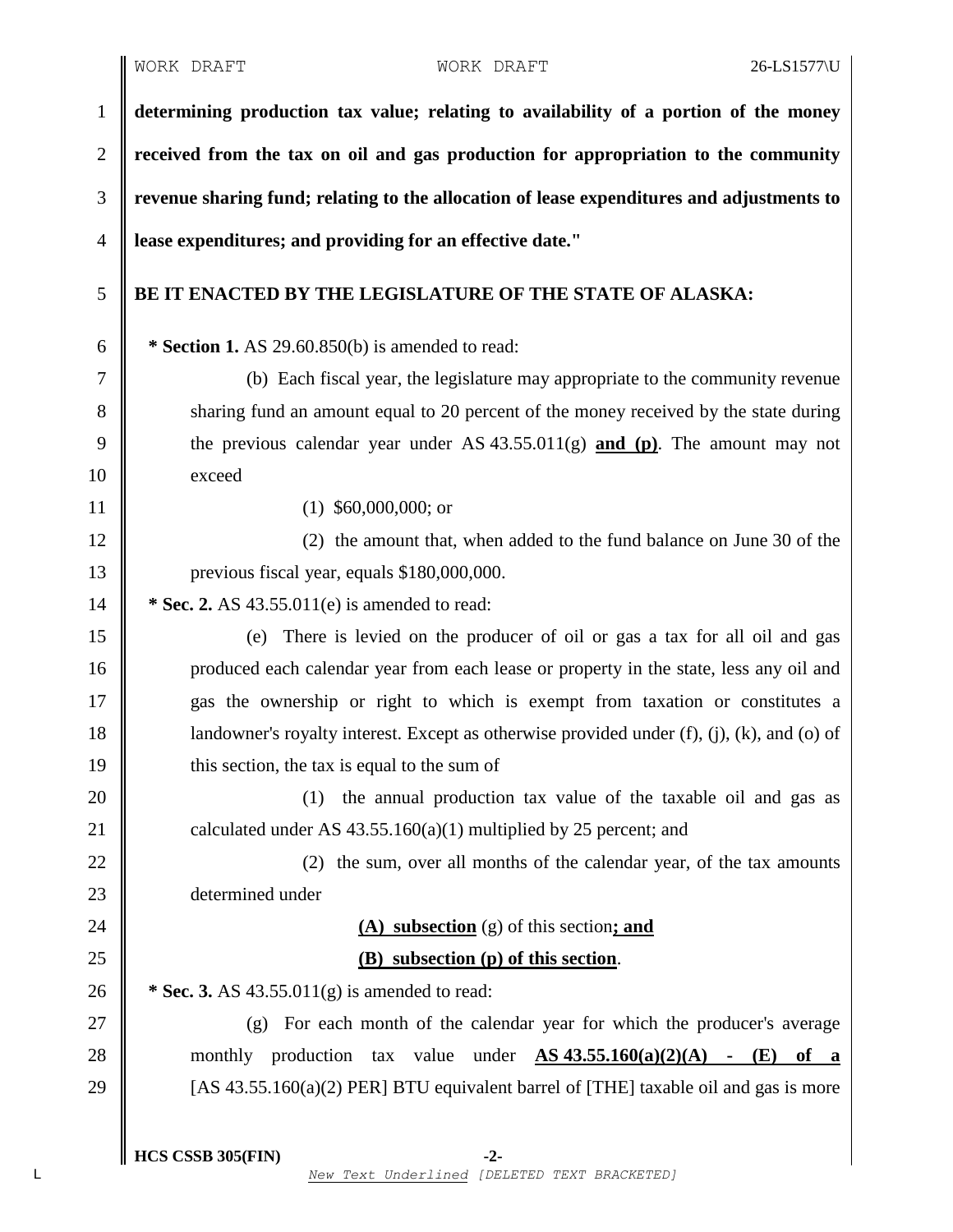**determining production tax value; relating to availability of a portion of the money received from the tax on oil and gas production for appropriation to the community revenue sharing fund; relating to the allocation of lease expenditures and adjustments to lease expenditures; and providing for an effective date."**

**BE IT ENACTED BY THE LEGISLATURE OF THE STATE OF ALASKA:**

**\* Section 1.** AS 29.60.850(b) is amended to read:

(b) Each fiscal year, the legislature may appropriate to the community revenue sharing fund an amount equal to 20 percent of the money received by the state during the previous calendar year under AS 43.55.011(g) **and (p)**. The amount may not exceed

(1) $60,000,000; or

(2) the amount that, when added to the fund balance on June 30 of the previous fiscal year, equals $180,000,000.

**\* Sec. 2.** AS 43.55.011(e) is amended to read:

(e) There is levied on the producer of oil or gas a tax for all oil and gas produced each calendar year from each lease or property in the state, less any oil and gas the ownership or right to which is exempt from taxation or constitutes a landowner's royalty interest. Except as otherwise provided under (f), (j), (k), and (o) of this section, the tax is equal to the sum of

(1) the annual production tax value of the taxable oil and gas as calculated under AS 43.55.160(a)(1) multiplied by 25 percent; and

(2) the sum, over all months of the calendar year, of the tax amounts determined under

**(A) subsection** (g) of this section**; and**

**(B) subsection (p) of this section**.

**\* Sec. 3.** AS 43.55.011(g) is amended to read:

(g) For each month of the calendar year for which the producer's average monthly production tax value under **AS 43.55.160(a)(2)(A) - (E) of a** [AS 43.55.160(a)(2) PER] BTU equivalent barrel of [THE] taxable oil and gas is more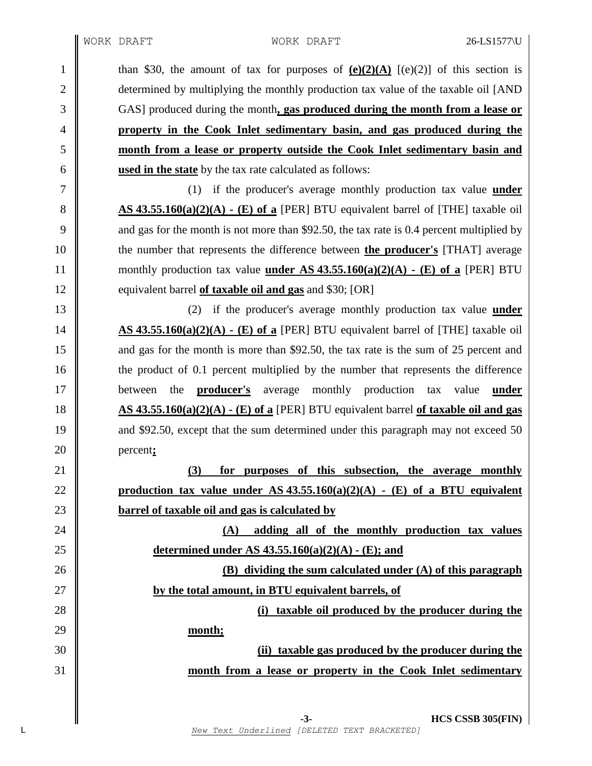than \$30, the amount of tax for purposes of **(e)(2)(A)** [(e)(2)] of this section is determined by multiplying the monthly production tax value of the taxable oil [AND GAS] produced during the month**, gas produced during the month from a lease or property in the Cook Inlet sedimentary basin, and gas produced during the month from a lease or property outside the Cook Inlet sedimentary basin and used in the state** by the tax rate calculated as follows:

(1) if the producer's average monthly production tax value **under AS 43.55.160(a)(2)(A) - (E) of a** [PER] BTU equivalent barrel of [THE] taxable oil and gas for the month is not more than \$92.50, the tax rate is 0.4 percent multiplied by the number that represents the difference between **the producer's** [THAT] average monthly production tax value **under AS 43.55.160(a)(2)(A) - (E) of a** [PER] BTU equivalent barrel **of taxable oil and gas** and \$30; [OR]

(2) if the producer's average monthly production tax value **under AS 43.55.160(a)(2)(A) - (E) of a** [PER] BTU equivalent barrel of [THE] taxable oil and gas for the month is more than \$92.50, the tax rate is the sum of 25 percent and the product of 0.1 percent multiplied by the number that represents the difference between the **producer's** average monthly production tax value **under AS 43.55.160(a)(2)(A) - (E) of a** [PER] BTU equivalent barrel **of taxable oil and gas** and \$92.50, except that the sum determined under this paragraph may not exceed 50 percent**;**

**(3) for purposes of this subsection, the average monthly production tax value under AS 43.55.160(a)(2)(A) - (E) of a BTU equivalent barrel of taxable oil and gas is calculated by**

**(A) adding all of the monthly production tax values determined under AS 43.55.160(a)(2)(A) - (E); and**

**(B) dividing the sum calculated under (A) of this paragraph by the total amount, in BTU equivalent barrels, of**

**(i) taxable oil produced by the producer during the month;**

**(ii) taxable gas produced by the producer during the month from a lease or property in the Cook Inlet sedimentary**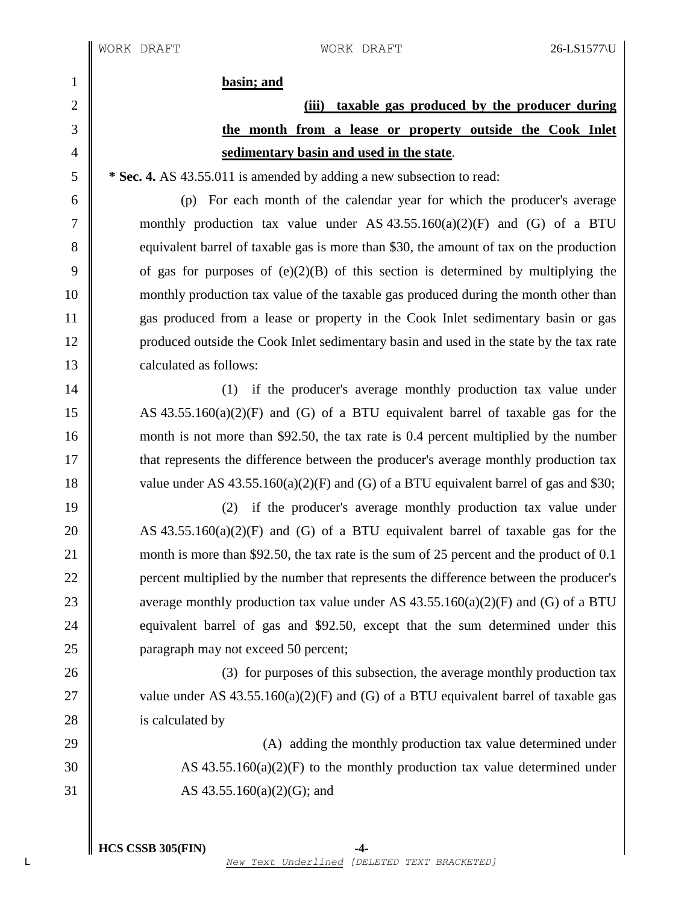**basin; and**

**(iii) taxable gas produced by the producer during the month from a lease or property outside the Cook Inlet sedimentary basin and used in the state**.

**\* Sec. 4.** AS 43.55.011 is amended by adding a new subsection to read:

(p) For each month of the calendar year for which the producer's average monthly production tax value under AS 43.55.160(a)(2)(F) and (G) of a BTU equivalent barrel of taxable gas is more than $30, the amount of tax on the production of gas for purposes of (e)(2)(B) of this section is determined by multiplying the monthly production tax value of the taxable gas produced during the month other than gas produced from a lease or property in the Cook Inlet sedimentary basin or gas produced outside the Cook Inlet sedimentary basin and used in the state by the tax rate calculated as follows:

(1) if the producer's average monthly production tax value under AS 43.55.160(a)(2)(F) and (G) of a BTU equivalent barrel of taxable gas for the month is not more than $92.50, the tax rate is 0.4 percent multiplied by the number that represents the difference between the producer's average monthly production tax value under AS 43.55.160(a)(2)(F) and (G) of a BTU equivalent barrel of gas and $30;

(2) if the producer's average monthly production tax value under AS 43.55.160(a)(2)(F) and (G) of a BTU equivalent barrel of taxable gas for the month is more than $92.50, the tax rate is the sum of 25 percent and the product of 0.1 percent multiplied by the number that represents the difference between the producer's average monthly production tax value under AS 43.55.160(a)(2)(F) and (G) of a BTU equivalent barrel of gas and $92.50, except that the sum determined under this paragraph may not exceed 50 percent;

(3) for purposes of this subsection, the average monthly production tax value under AS 43.55.160(a)(2)(F) and (G) of a BTU equivalent barrel of taxable gas is calculated by

(A) adding the monthly production tax value determined under AS 43.55.160(a)(2)(F) to the monthly production tax value determined under AS 43.55.160(a)(2)(G); and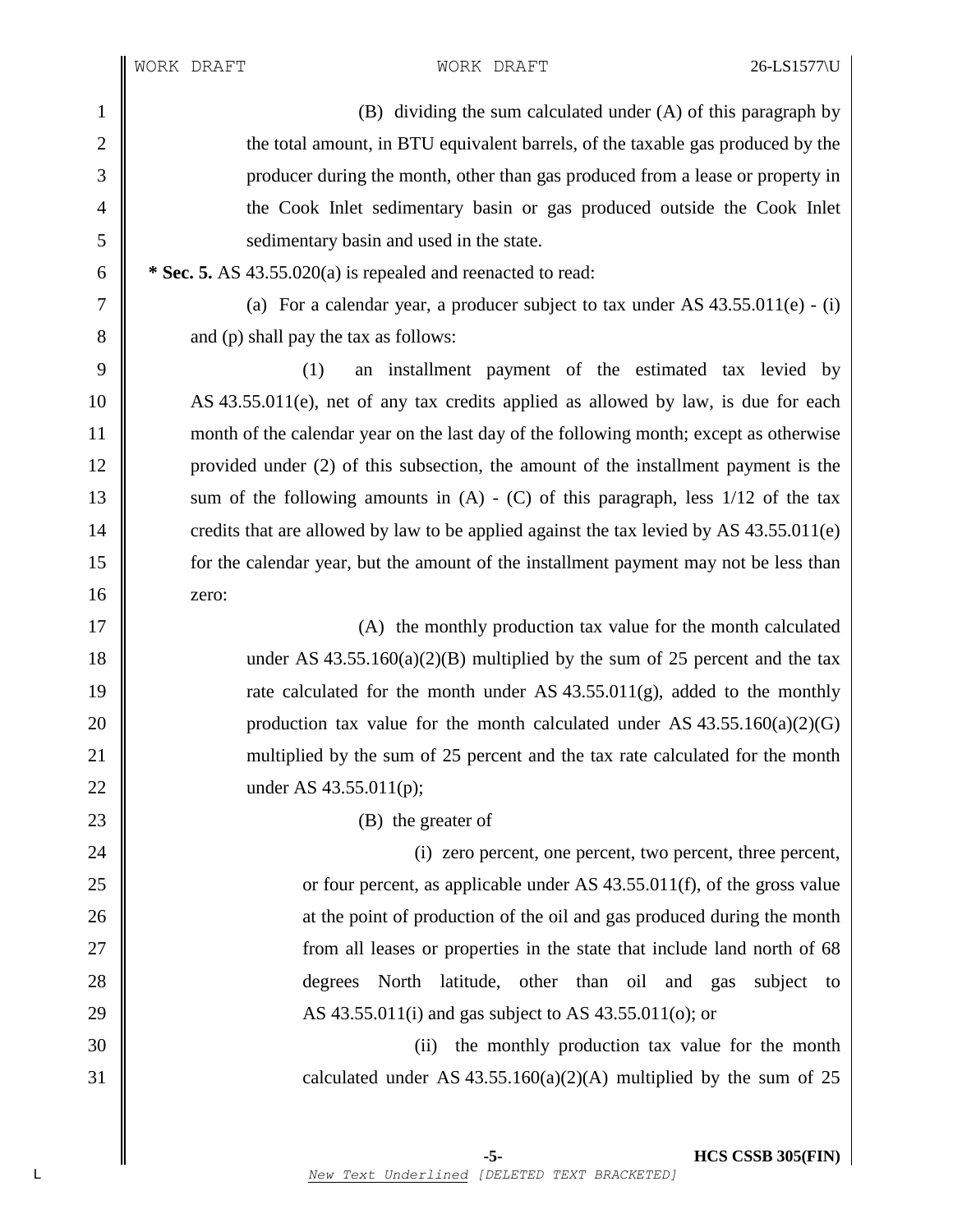(B) dividing the sum calculated under (A) of this paragraph by the total amount, in BTU equivalent barrels, of the taxable gas produced by the producer during the month, other than gas produced from a lease or property in the Cook Inlet sedimentary basin or gas produced outside the Cook Inlet sedimentary basin and used in the state.

**\* Sec. 5.** AS 43.55.020(a) is repealed and reenacted to read:

(a) For a calendar year, a producer subject to tax under AS 43.55.011(e) - (i) and (p) shall pay the tax as follows:

(1) an installment payment of the estimated tax levied by AS 43.55.011(e), net of any tax credits applied as allowed by law, is due for each month of the calendar year on the last day of the following month; except as otherwise provided under (2) of this subsection, the amount of the installment payment is the sum of the following amounts in (A) - (C) of this paragraph, less 1/12 of the tax credits that are allowed by law to be applied against the tax levied by AS 43.55.011(e) for the calendar year, but the amount of the installment payment may not be less than zero:

(A) the monthly production tax value for the month calculated under AS 43.55.160(a)(2)(B) multiplied by the sum of 25 percent and the tax rate calculated for the month under AS 43.55.011(g), added to the monthly production tax value for the month calculated under AS 43.55.160(a)(2)(G) multiplied by the sum of 25 percent and the tax rate calculated for the month under AS 43.55.011(p);

(B) the greater of

(i) zero percent, one percent, two percent, three percent, or four percent, as applicable under AS 43.55.011(f), of the gross value at the point of production of the oil and gas produced during the month from all leases or properties in the state that include land north of 68 degrees North latitude, other than oil and gas subject to AS 43.55.011(i) and gas subject to AS 43.55.011(o); or

(ii) the monthly production tax value for the month calculated under AS 43.55.160(a)(2)(A) multiplied by the sum of 25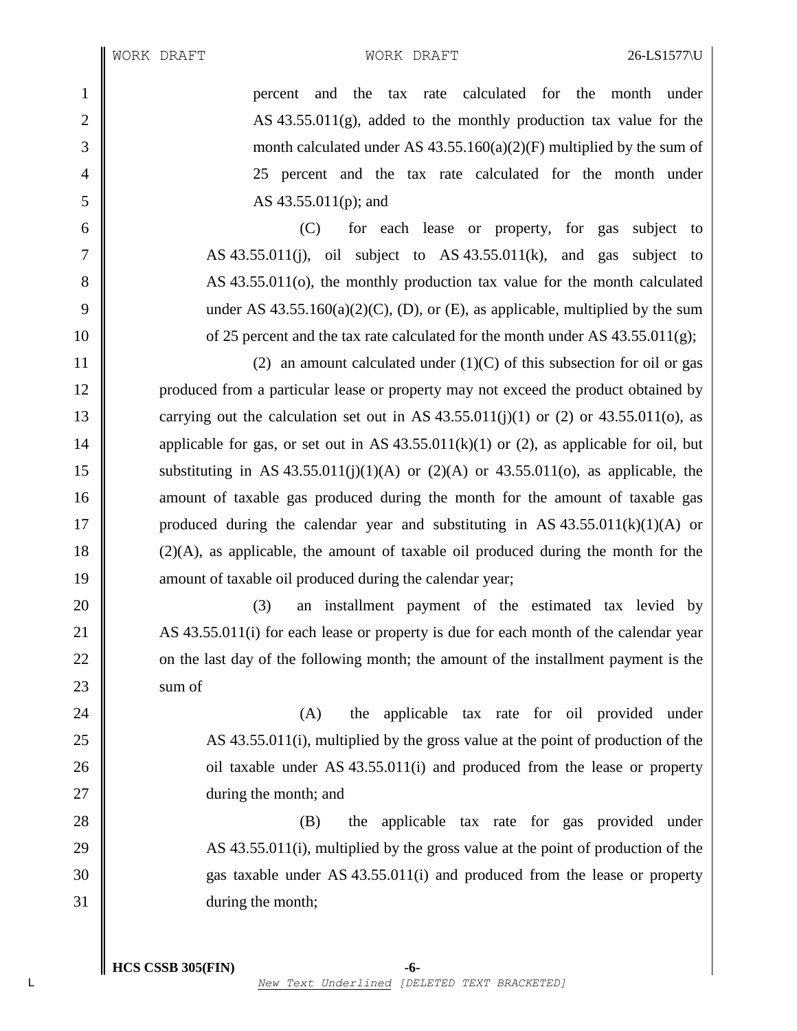percent and the tax rate calculated for the month under AS 43.55.011(g), added to the monthly production tax value for the month calculated under AS 43.55.160(a)(2)(F) multiplied by the sum of 25 percent and the tax rate calculated for the month under AS 43.55.011(p); and

(C) for each lease or property, for gas subject to AS 43.55.011(j), oil subject to AS 43.55.011(k), and gas subject to AS 43.55.011(o), the monthly production tax value for the month calculated under AS 43.55.160(a)(2)(C), (D), or (E), as applicable, multiplied by the sum of 25 percent and the tax rate calculated for the month under AS 43.55.011(g);

(2) an amount calculated under (1)(C) of this subsection for oil or gas produced from a particular lease or property may not exceed the product obtained by carrying out the calculation set out in AS 43.55.011(j)(1) or (2) or 43.55.011(o), as applicable for gas, or set out in AS 43.55.011(k)(1) or (2), as applicable for oil, but substituting in AS 43.55.011(j)(1)(A) or (2)(A) or 43.55.011(o), as applicable, the amount of taxable gas produced during the month for the amount of taxable gas produced during the calendar year and substituting in AS 43.55.011(k)(1)(A) or (2)(A), as applicable, the amount of taxable oil produced during the month for the amount of taxable oil produced during the calendar year;

(3) an installment payment of the estimated tax levied by AS 43.55.011(i) for each lease or property is due for each month of the calendar year on the last day of the following month; the amount of the installment payment is the sum of

(A) the applicable tax rate for oil provided under AS 43.55.011(i), multiplied by the gross value at the point of production of the oil taxable under AS 43.55.011(i) and produced from the lease or property during the month; and

(B) the applicable tax rate for gas provided under AS 43.55.011(i), multiplied by the gross value at the point of production of the gas taxable under AS 43.55.011(i) and produced from the lease or property during the month;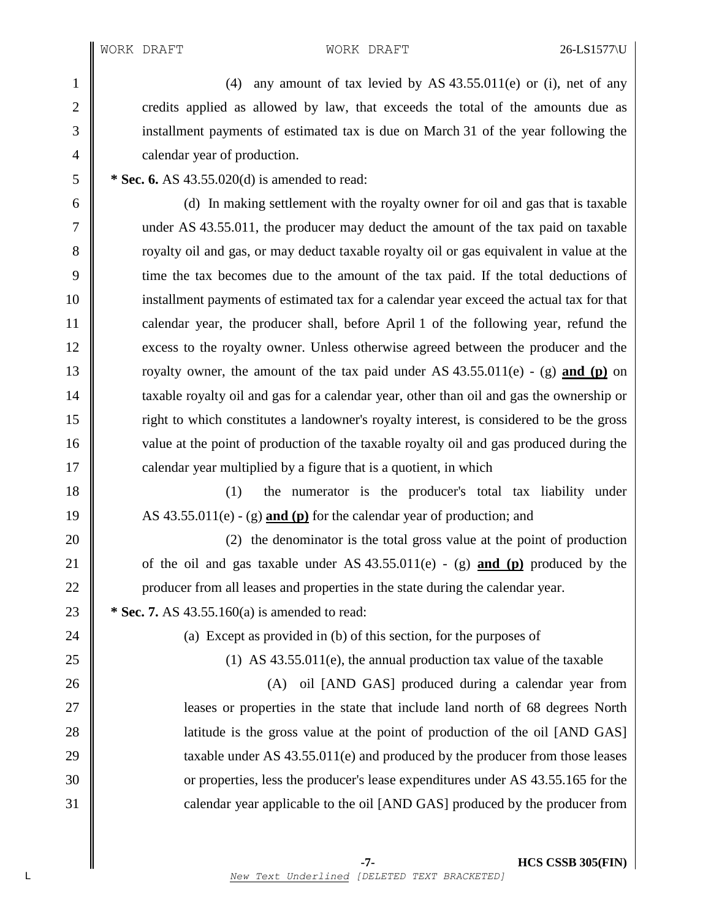(4) any amount of tax levied by AS 43.55.011(e) or (i), net of any credits applied as allowed by law, that exceeds the total of the amounts due as installment payments of estimated tax is due on March 31 of the year following the calendar year of production.

**\* Sec. 6.** AS 43.55.020(d) is amended to read:

(d) In making settlement with the royalty owner for oil and gas that is taxable under AS 43.55.011, the producer may deduct the amount of the tax paid on taxable royalty oil and gas, or may deduct taxable royalty oil or gas equivalent in value at the time the tax becomes due to the amount of the tax paid. If the total deductions of installment payments of estimated tax for a calendar year exceed the actual tax for that calendar year, the producer shall, before April 1 of the following year, refund the excess to the royalty owner. Unless otherwise agreed between the producer and the royalty owner, the amount of the tax paid under AS 43.55.011(e) - (g) **and (p)** on taxable royalty oil and gas for a calendar year, other than oil and gas the ownership or right to which constitutes a landowner's royalty interest, is considered to be the gross value at the point of production of the taxable royalty oil and gas produced during the calendar year multiplied by a figure that is a quotient, in which

(1) the numerator is the producer's total tax liability under AS 43.55.011(e) - (g) **and (p)** for the calendar year of production; and

(2) the denominator is the total gross value at the point of production of the oil and gas taxable under AS 43.55.011(e) - (g) **and (p)** produced by the producer from all leases and properties in the state during the calendar year.

**\* Sec. 7.** AS 43.55.160(a) is amended to read:

(a) Except as provided in (b) of this section, for the purposes of

(1) AS 43.55.011(e), the annual production tax value of the taxable

(A) oil [AND GAS] produced during a calendar year from leases or properties in the state that include land north of 68 degrees North latitude is the gross value at the point of production of the oil [AND GAS] taxable under AS 43.55.011(e) and produced by the producer from those leases or properties, less the producer's lease expenditures under AS 43.55.165 for the calendar year applicable to the oil [AND GAS] produced by the producer from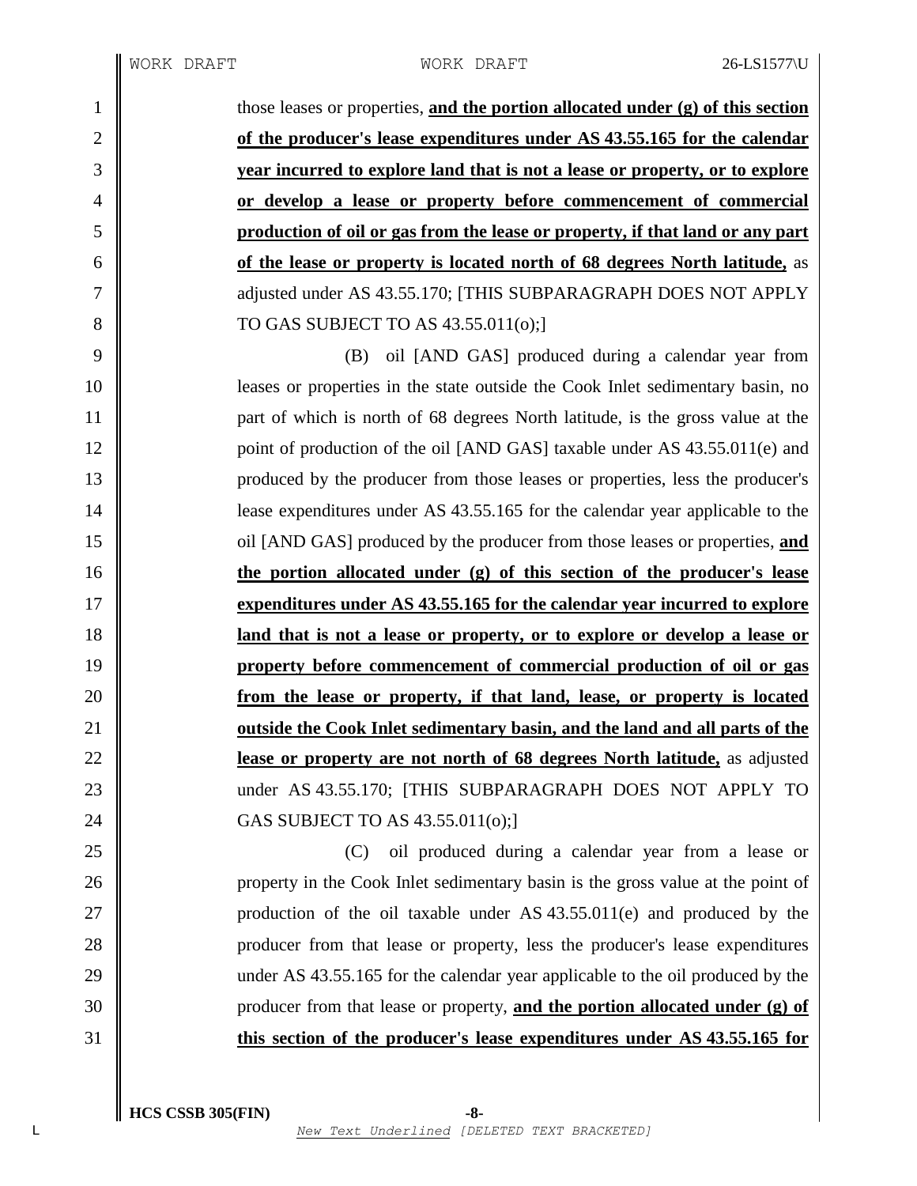those leases or properties, **and the portion allocated under (g) of this section of the producer's lease expenditures under AS 43.55.165 for the calendar year incurred to explore land that is not a lease or property, or to explore or develop a lease or property before commencement of commercial production of oil or gas from the lease or property, if that land or any part of the lease or property is located north of 68 degrees North latitude,** as adjusted under AS 43.55.170; [THIS SUBPARAGRAPH DOES NOT APPLY TO GAS SUBJECT TO AS 43.55.011(o);]

(B) oil [AND GAS] produced during a calendar year from leases or properties in the state outside the Cook Inlet sedimentary basin, no part of which is north of 68 degrees North latitude, is the gross value at the point of production of the oil [AND GAS] taxable under AS 43.55.011(e) and produced by the producer from those leases or properties, less the producer's lease expenditures under AS 43.55.165 for the calendar year applicable to the oil [AND GAS] produced by the producer from those leases or properties, **and the portion allocated under (g) of this section of the producer's lease expenditures under AS 43.55.165 for the calendar year incurred to explore land that is not a lease or property, or to explore or develop a lease or property before commencement of commercial production of oil or gas from the lease or property, if that land, lease, or property is located outside the Cook Inlet sedimentary basin, and the land and all parts of the lease or property are not north of 68 degrees North latitude,** as adjusted under AS 43.55.170; [THIS SUBPARAGRAPH DOES NOT APPLY TO GAS SUBJECT TO AS 43.55.011(o);]

(C) oil produced during a calendar year from a lease or property in the Cook Inlet sedimentary basin is the gross value at the point of production of the oil taxable under AS 43.55.011(e) and produced by the producer from that lease or property, less the producer's lease expenditures under AS 43.55.165 for the calendar year applicable to the oil produced by the producer from that lease or property, **and the portion allocated under (g) of this section of the producer's lease expenditures under AS 43.55.165 for**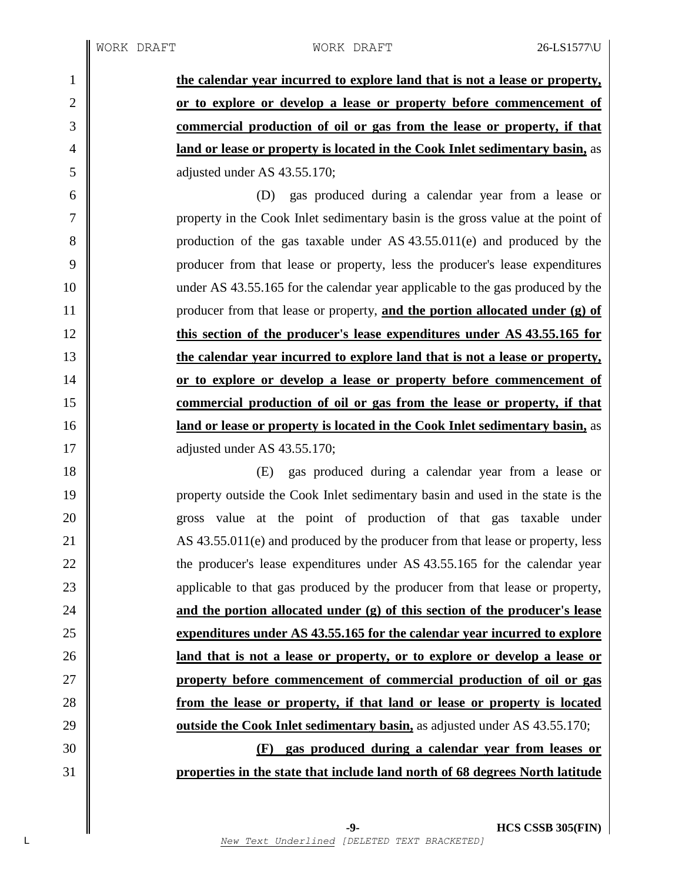**the calendar year incurred to explore land that is not a lease or property, or to explore or develop a lease or property before commencement of commercial production of oil or gas from the lease or property, if that land or lease or property is located in the Cook Inlet sedimentary basin,** as adjusted under AS 43.55.170;

(D) gas produced during a calendar year from a lease or property in the Cook Inlet sedimentary basin is the gross value at the point of production of the gas taxable under AS 43.55.011(e) and produced by the producer from that lease or property, less the producer's lease expenditures under AS 43.55.165 for the calendar year applicable to the gas produced by the producer from that lease or property, **and the portion allocated under (g) of this section of the producer's lease expenditures under AS 43.55.165 for the calendar year incurred to explore land that is not a lease or property, or to explore or develop a lease or property before commencement of commercial production of oil or gas from the lease or property, if that land or lease or property is located in the Cook Inlet sedimentary basin,** as adjusted under AS 43.55.170;

(E) gas produced during a calendar year from a lease or property outside the Cook Inlet sedimentary basin and used in the state is the gross value at the point of production of that gas taxable under AS 43.55.011(e) and produced by the producer from that lease or property, less the producer's lease expenditures under AS 43.55.165 for the calendar year applicable to that gas produced by the producer from that lease or property, **and the portion allocated under (g) of this section of the producer's lease expenditures under AS 43.55.165 for the calendar year incurred to explore land that is not a lease or property, or to explore or develop a lease or property before commencement of commercial production of oil or gas from the lease or property, if that land or lease or property is located outside the Cook Inlet sedimentary basin,** as adjusted under AS 43.55.170;

**(F) gas produced during a calendar year from leases or properties in the state that include land north of 68 degrees North latitude**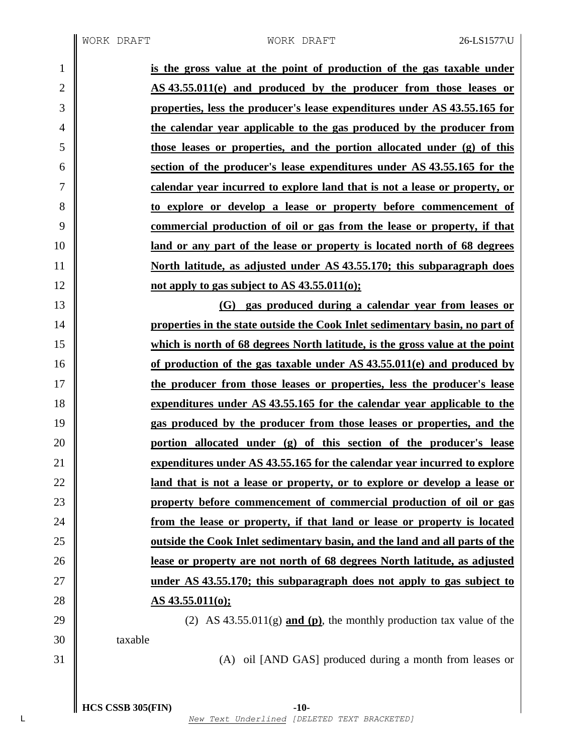**is the gross value at the point of production of the gas taxable under AS 43.55.011(e) and produced by the producer from those leases or properties, less the producer's lease expenditures under AS 43.55.165 for the calendar year applicable to the gas produced by the producer from those leases or properties, and the portion allocated under (g) of this section of the producer's lease expenditures under AS 43.55.165 for the calendar year incurred to explore land that is not a lease or property, or to explore or develop a lease or property before commencement of commercial production of oil or gas from the lease or property, if that land or any part of the lease or property is located north of 68 degrees North latitude, as adjusted under AS 43.55.170; this subparagraph does not apply to gas subject to AS 43.55.011(o);**

**(G) gas produced during a calendar year from leases or properties in the state outside the Cook Inlet sedimentary basin, no part of which is north of 68 degrees North latitude, is the gross value at the point of production of the gas taxable under AS 43.55.011(e) and produced by the producer from those leases or properties, less the producer's lease expenditures under AS 43.55.165 for the calendar year applicable to the gas produced by the producer from those leases or properties, and the portion allocated under (g) of this section of the producer's lease expenditures under AS 43.55.165 for the calendar year incurred to explore land that is not a lease or property, or to explore or develop a lease or property before commencement of commercial production of oil or gas from the lease or property, if that land or lease or property is located outside the Cook Inlet sedimentary basin, and the land and all parts of the lease or property are not north of 68 degrees North latitude, as adjusted under AS 43.55.170; this subparagraph does not apply to gas subject to AS 43.55.011(o);**

(2) AS 43.55.011(g) **and (p)**, the monthly production tax value of the taxable

(A) oil [AND GAS] produced during a month from leases or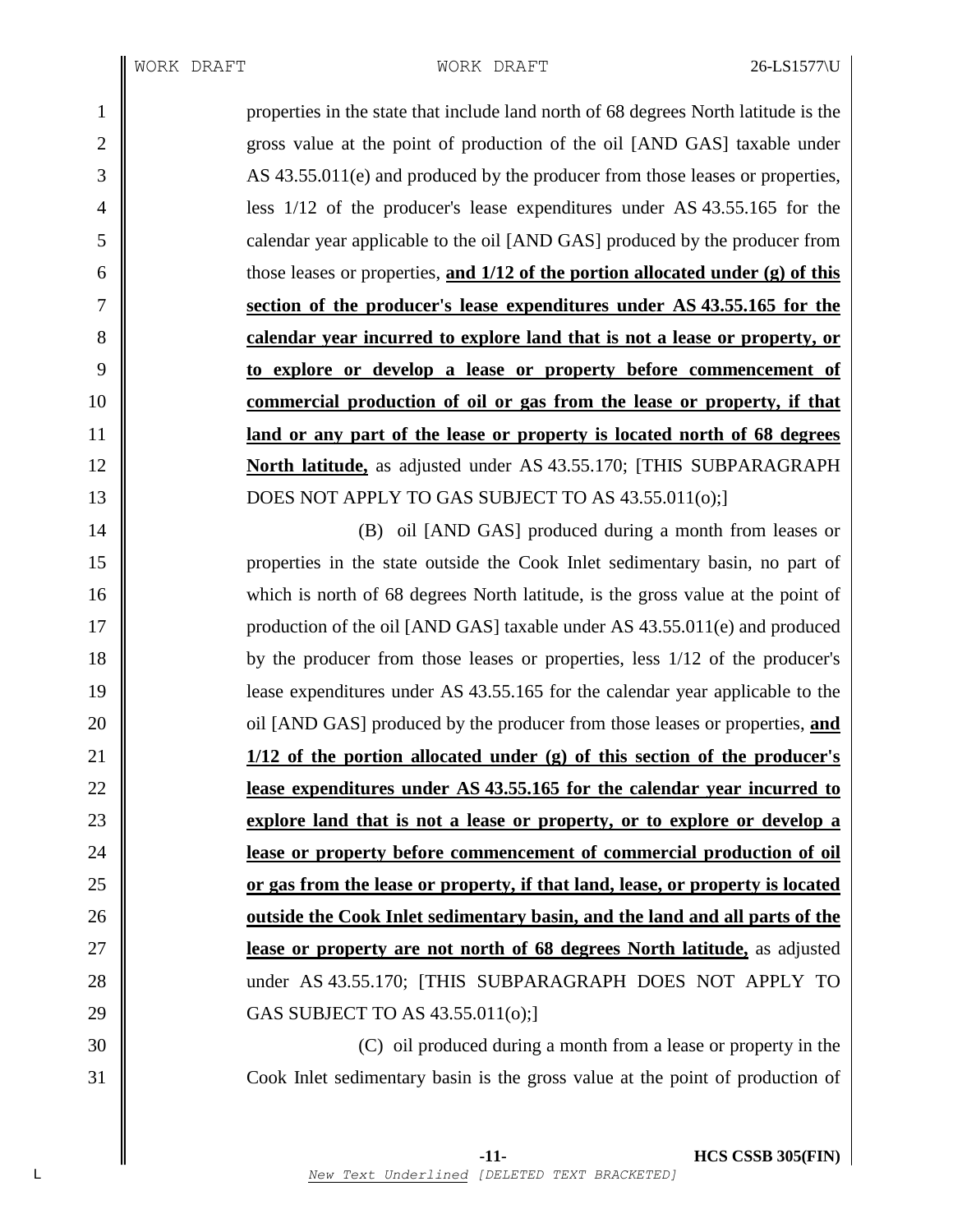properties in the state that include land north of 68 degrees North latitude is the gross value at the point of production of the oil [AND GAS] taxable under AS 43.55.011(e) and produced by the producer from those leases or properties, less 1/12 of the producer's lease expenditures under AS 43.55.165 for the calendar year applicable to the oil [AND GAS] produced by the producer from those leases or properties, **and 1/12 of the portion allocated under (g) of this section of the producer's lease expenditures under AS 43.55.165 for the calendar year incurred to explore land that is not a lease or property, or to explore or develop a lease or property before commencement of commercial production of oil or gas from the lease or property, if that land or any part of the lease or property is located north of 68 degrees North latitude,** as adjusted under AS 43.55.170; [THIS SUBPARAGRAPH DOES NOT APPLY TO GAS SUBJECT TO AS 43.55.011(o);]

(B) oil [AND GAS] produced during a month from leases or properties in the state outside the Cook Inlet sedimentary basin, no part of which is north of 68 degrees North latitude, is the gross value at the point of production of the oil [AND GAS] taxable under AS 43.55.011(e) and produced by the producer from those leases or properties, less 1/12 of the producer's lease expenditures under AS 43.55.165 for the calendar year applicable to the oil [AND GAS] produced by the producer from those leases or properties, **and 1/12 of the portion allocated under (g) of this section of the producer's lease expenditures under AS 43.55.165 for the calendar year incurred to explore land that is not a lease or property, or to explore or develop a lease or property before commencement of commercial production of oil or gas from the lease or property, if that land, lease, or property is located outside the Cook Inlet sedimentary basin, and the land and all parts of the lease or property are not north of 68 degrees North latitude,** as adjusted under AS 43.55.170; [THIS SUBPARAGRAPH DOES NOT APPLY TO GAS SUBJECT TO AS 43.55.011(o);]

(C) oil produced during a month from a lease or property in the Cook Inlet sedimentary basin is the gross value at the point of production of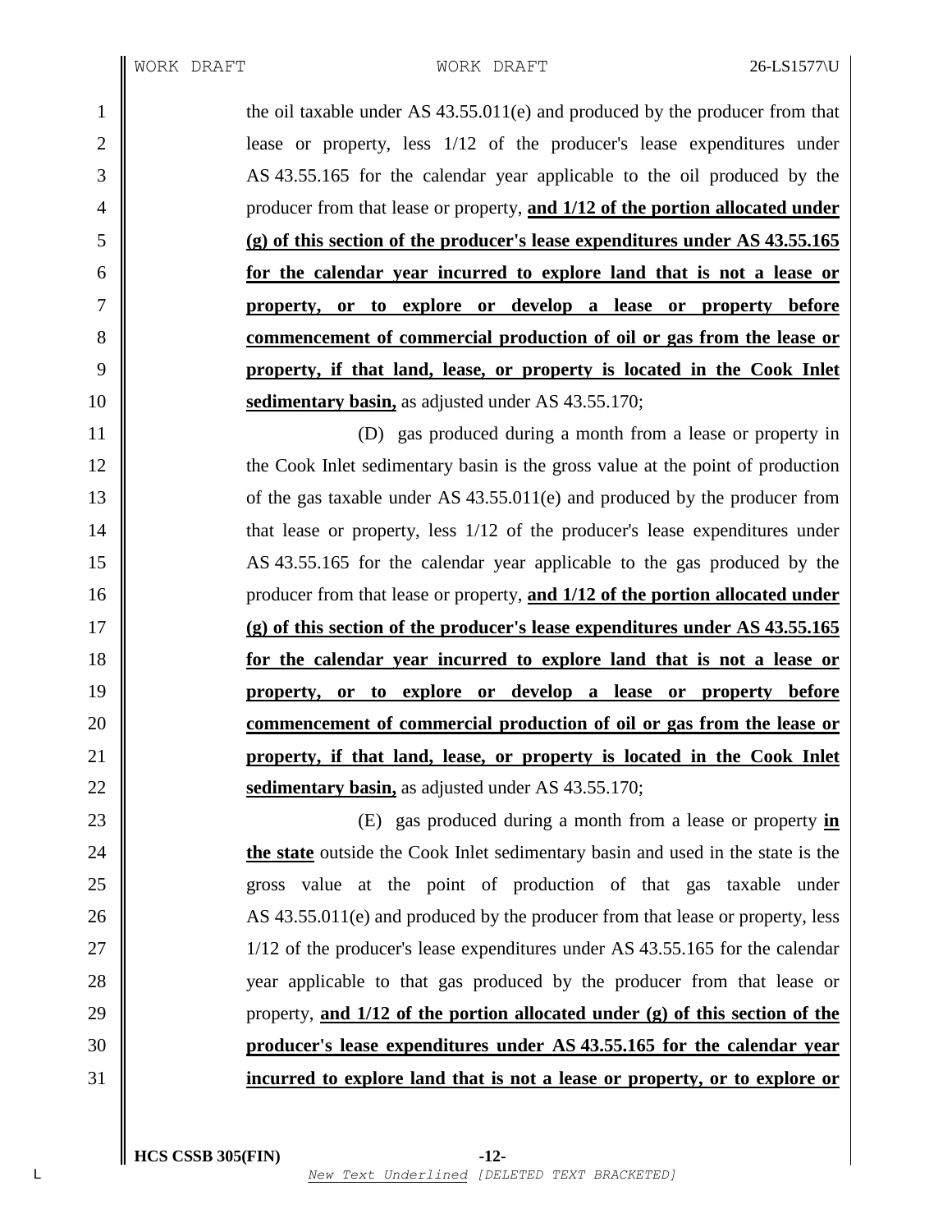the oil taxable under AS 43.55.011(e) and produced by the producer from that lease or property, less 1/12 of the producer's lease expenditures under AS 43.55.165 for the calendar year applicable to the oil produced by the producer from that lease or property, **and 1/12 of the portion allocated under (g) of this section of the producer's lease expenditures under AS 43.55.165 for the calendar year incurred to explore land that is not a lease or property, or to explore or develop a lease or property before commencement of commercial production of oil or gas from the lease or property, if that land, lease, or property is located in the Cook Inlet sedimentary basin,** as adjusted under AS 43.55.170;

(D) gas produced during a month from a lease or property in the Cook Inlet sedimentary basin is the gross value at the point of production of the gas taxable under AS 43.55.011(e) and produced by the producer from that lease or property, less 1/12 of the producer's lease expenditures under AS 43.55.165 for the calendar year applicable to the gas produced by the producer from that lease or property, **and 1/12 of the portion allocated under (g) of this section of the producer's lease expenditures under AS 43.55.165 for the calendar year incurred to explore land that is not a lease or property, or to explore or develop a lease or property before commencement of commercial production of oil or gas from the lease or property, if that land, lease, or property is located in the Cook Inlet sedimentary basin,** as adjusted under AS 43.55.170;

(E) gas produced during a month from a lease or property **in the state** outside the Cook Inlet sedimentary basin and used in the state is the gross value at the point of production of that gas taxable under AS 43.55.011(e) and produced by the producer from that lease or property, less 1/12 of the producer's lease expenditures under AS 43.55.165 for the calendar year applicable to that gas produced by the producer from that lease or property, **and 1/12 of the portion allocated under (g) of this section of the producer's lease expenditures under AS 43.55.165 for the calendar year incurred to explore land that is not a lease or property, or to explore or**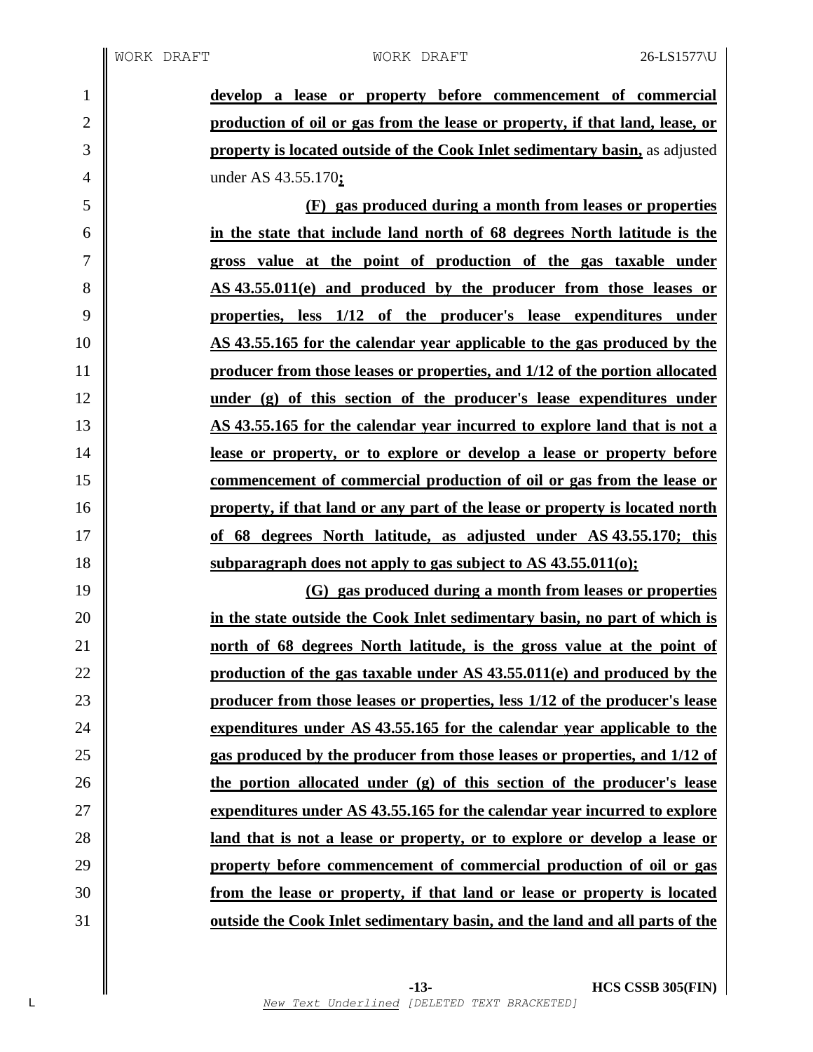**develop a lease or property before commencement of commercial production of oil or gas from the lease or property, if that land, lease, or property is located outside of the Cook Inlet sedimentary basin,** as adjusted under AS 43.55.170**;**

**(F) gas produced during a month from leases or properties in the state that include land north of 68 degrees North latitude is the gross value at the point of production of the gas taxable under AS 43.55.011(e) and produced by the producer from those leases or properties, less 1/12 of the producer's lease expenditures under AS 43.55.165 for the calendar year applicable to the gas produced by the producer from those leases or properties, and 1/12 of the portion allocated under (g) of this section of the producer's lease expenditures under AS 43.55.165 for the calendar year incurred to explore land that is not a lease or property, or to explore or develop a lease or property before commencement of commercial production of oil or gas from the lease or property, if that land or any part of the lease or property is located north of 68 degrees North latitude, as adjusted under AS 43.55.170; this subparagraph does not apply to gas subject to AS 43.55.011(o);**

**(G) gas produced during a month from leases or properties in the state outside the Cook Inlet sedimentary basin, no part of which is north of 68 degrees North latitude, is the gross value at the point of production of the gas taxable under AS 43.55.011(e) and produced by the producer from those leases or properties, less 1/12 of the producer's lease expenditures under AS 43.55.165 for the calendar year applicable to the gas produced by the producer from those leases or properties, and 1/12 of the portion allocated under (g) of this section of the producer's lease expenditures under AS 43.55.165 for the calendar year incurred to explore land that is not a lease or property, or to explore or develop a lease or property before commencement of commercial production of oil or gas from the lease or property, if that land or lease or property is located outside the Cook Inlet sedimentary basin, and the land and all parts of the**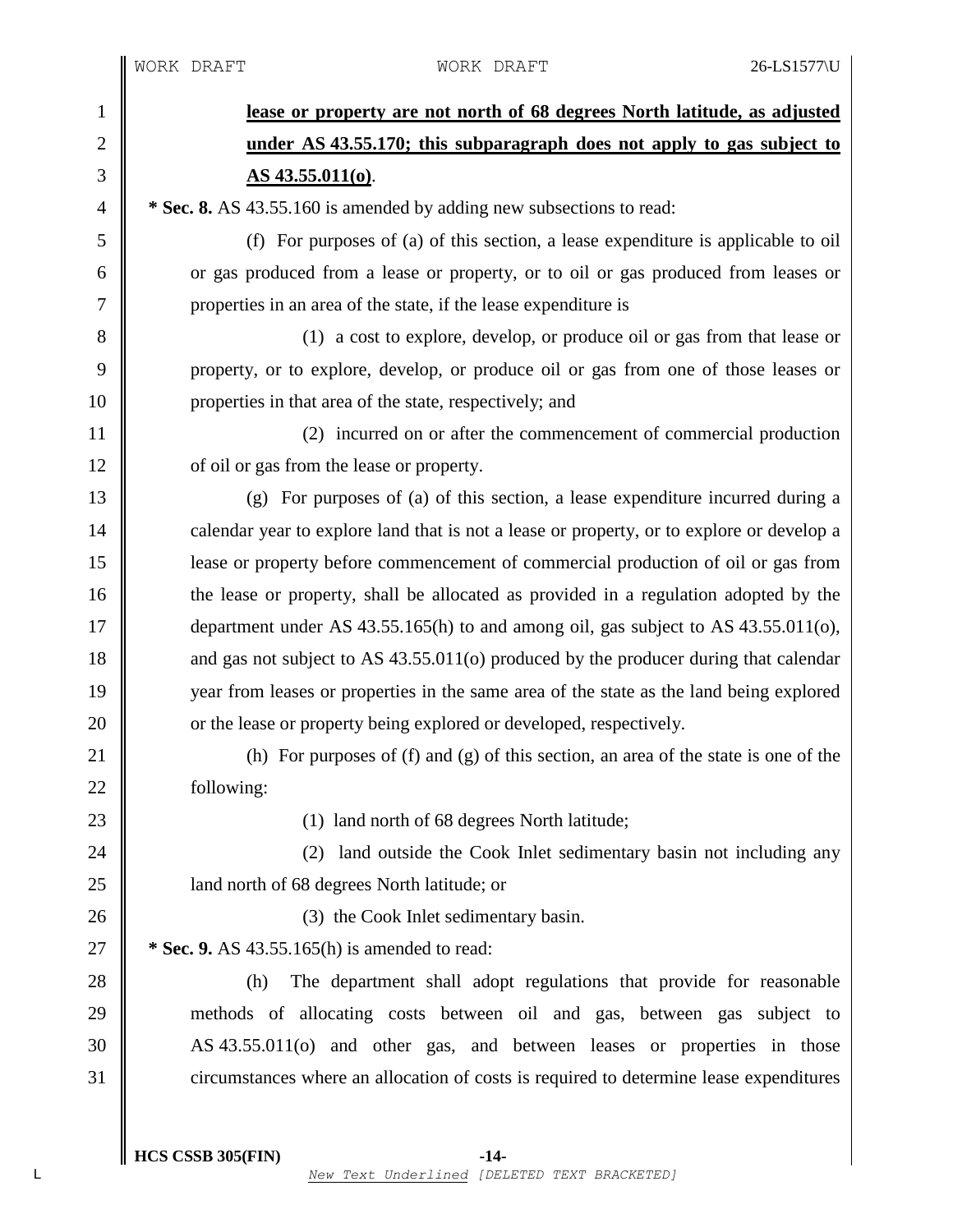**lease or property are not north of 68 degrees North latitude, as adjusted under AS 43.55.170; this subparagraph does not apply to gas subject to AS 43.55.011(o)**.

**\* Sec. 8.** AS 43.55.160 is amended by adding new subsections to read:

(f) For purposes of (a) of this section, a lease expenditure is applicable to oil or gas produced from a lease or property, or to oil or gas produced from leases or properties in an area of the state, if the lease expenditure is

(1) a cost to explore, develop, or produce oil or gas from that lease or property, or to explore, develop, or produce oil or gas from one of those leases or properties in that area of the state, respectively; and

(2) incurred on or after the commencement of commercial production of oil or gas from the lease or property.

(g) For purposes of (a) of this section, a lease expenditure incurred during a calendar year to explore land that is not a lease or property, or to explore or develop a lease or property before commencement of commercial production of oil or gas from the lease or property, shall be allocated as provided in a regulation adopted by the department under AS 43.55.165(h) to and among oil, gas subject to AS 43.55.011(o), and gas not subject to AS 43.55.011(o) produced by the producer during that calendar year from leases or properties in the same area of the state as the land being explored or the lease or property being explored or developed, respectively.

(h) For purposes of (f) and (g) of this section, an area of the state is one of the following:

(1) land north of 68 degrees North latitude;

(2) land outside the Cook Inlet sedimentary basin not including any land north of 68 degrees North latitude; or

(3) the Cook Inlet sedimentary basin.

**\* Sec. 9.** AS 43.55.165(h) is amended to read:

(h) The department shall adopt regulations that provide for reasonable methods of allocating costs between oil and gas, between gas subject to AS 43.55.011(o) and other gas, and between leases or properties in those circumstances where an allocation of costs is required to determine lease expenditures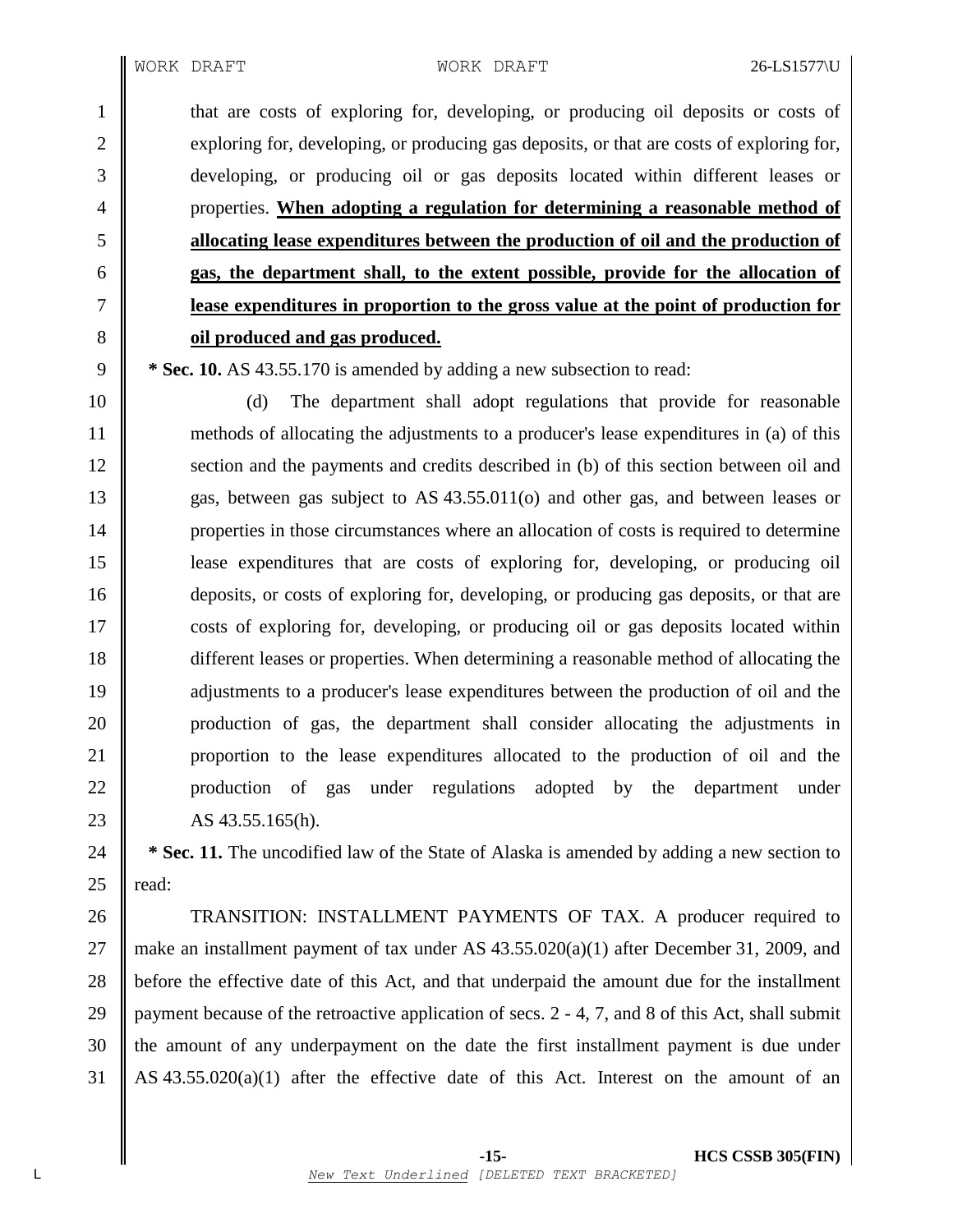that are costs of exploring for, developing, or producing oil deposits or costs of exploring for, developing, or producing gas deposits, or that are costs of exploring for, developing, or producing oil or gas deposits located within different leases or properties. **When adopting a regulation for determining a reasonable method of allocating lease expenditures between the production of oil and the production of gas, the department shall, to the extent possible, provide for the allocation of lease expenditures in proportion to the gross value at the point of production for oil produced and gas produced.**

**\* Sec. 10.** AS 43.55.170 is amended by adding a new subsection to read:

(d) The department shall adopt regulations that provide for reasonable methods of allocating the adjustments to a producer's lease expenditures in (a) of this section and the payments and credits described in (b) of this section between oil and gas, between gas subject to AS 43.55.011(o) and other gas, and between leases or properties in those circumstances where an allocation of costs is required to determine lease expenditures that are costs of exploring for, developing, or producing oil deposits, or costs of exploring for, developing, or producing gas deposits, or that are costs of exploring for, developing, or producing oil or gas deposits located within different leases or properties. When determining a reasonable method of allocating the adjustments to a producer's lease expenditures between the production of oil and the production of gas, the department shall consider allocating the adjustments in proportion to the lease expenditures allocated to the production of oil and the production of gas under regulations adopted by the department under AS 43.55.165(h).

**\* Sec. 11.** The uncodified law of the State of Alaska is amended by adding a new section to read:

TRANSITION: INSTALLMENT PAYMENTS OF TAX. A producer required to make an installment payment of tax under AS 43.55.020(a)(1) after December 31, 2009, and before the effective date of this Act, and that underpaid the amount due for the installment payment because of the retroactive application of secs. 2 - 4, 7, and 8 of this Act, shall submit the amount of any underpayment on the date the first installment payment is due under AS 43.55.020(a)(1) after the effective date of this Act. Interest on the amount of an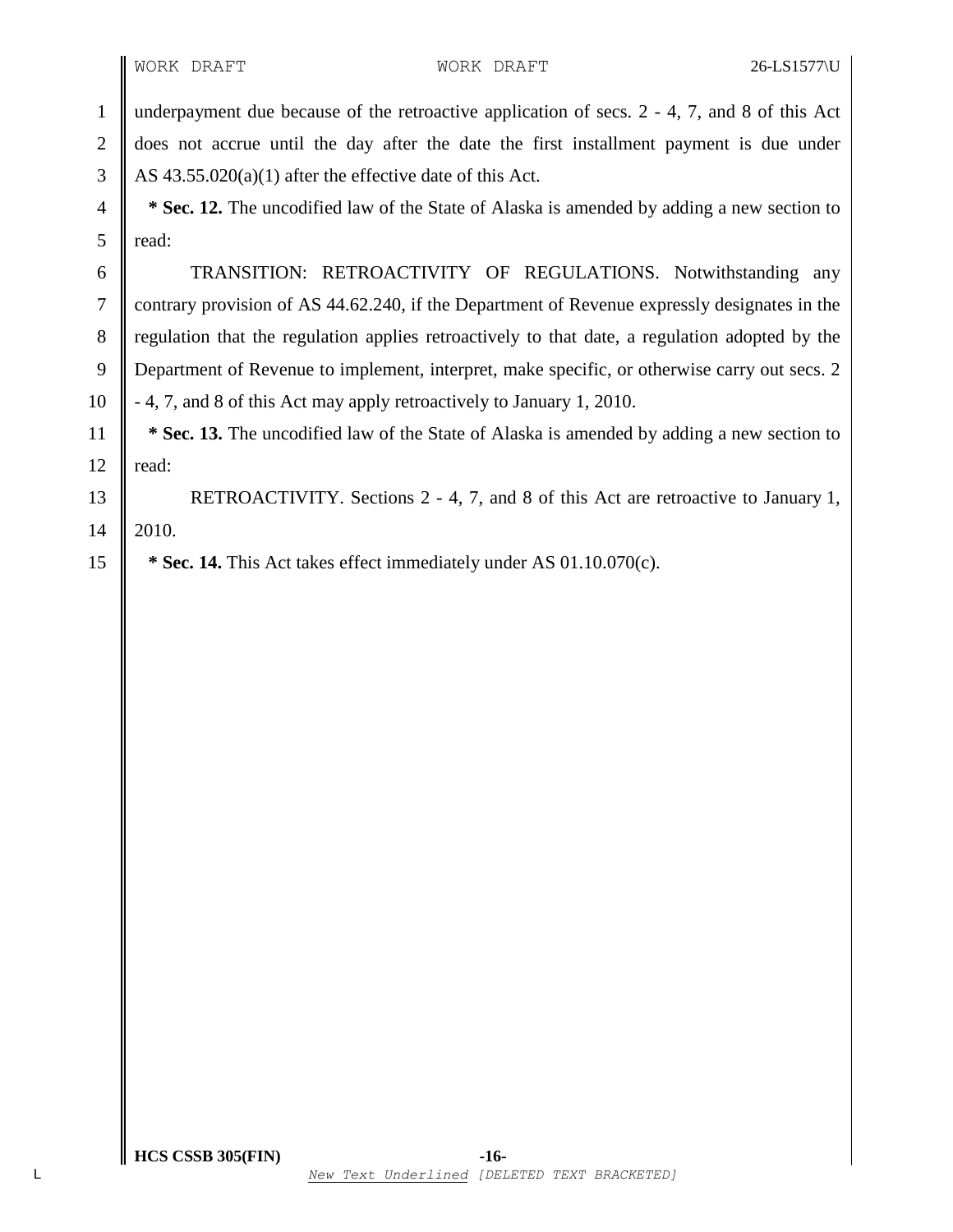underpayment due because of the retroactive application of secs. 2 - 4, 7, and 8 of this Act does not accrue until the day after the date the first installment payment is due under AS 43.55.020(a)(1) after the effective date of this Act.

**\* Sec. 12.** The uncodified law of the State of Alaska is amended by adding a new section to read:

TRANSITION: RETROACTIVITY OF REGULATIONS. Notwithstanding any contrary provision of AS 44.62.240, if the Department of Revenue expressly designates in the regulation that the regulation applies retroactively to that date, a regulation adopted by the Department of Revenue to implement, interpret, make specific, or otherwise carry out secs. 2 - 4, 7, and 8 of this Act may apply retroactively to January 1, 2010.

**\* Sec. 13.** The uncodified law of the State of Alaska is amended by adding a new section to read:

RETROACTIVITY. Sections 2 - 4, 7, and 8 of this Act are retroactive to January 1, 2010.

**\* Sec. 14.** This Act takes effect immediately under AS 01.10.070(c).